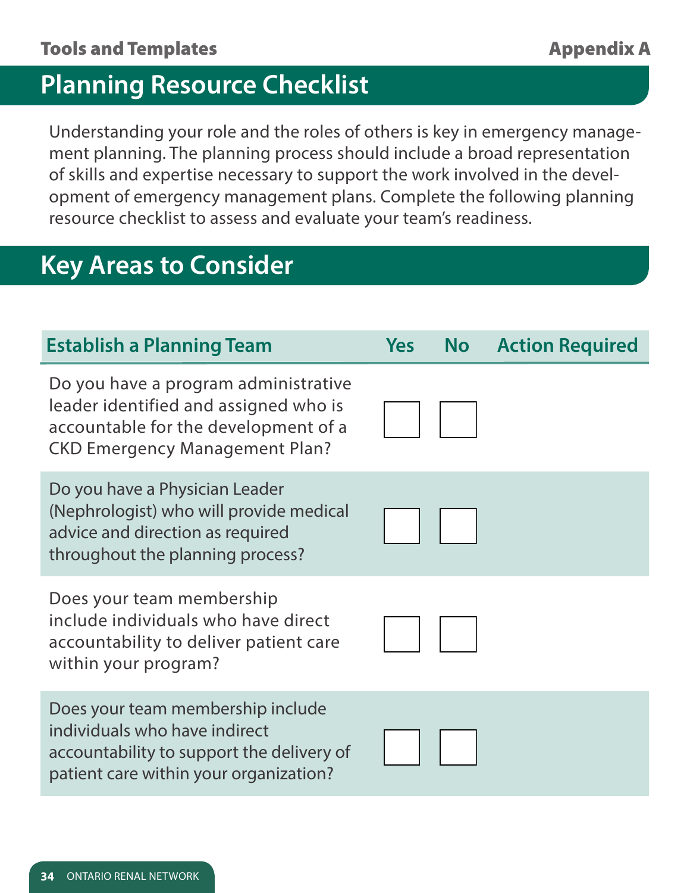# Planning Resource Checklist

Understanding your role and the roles of others is key in emergency management planning. The planning process should include a broad representation of skills and expertise necessary to support the work involved in the development of emergency management plans. Complete the following planning resource checklist to assess and evaluate your team's readiness.

## Key Areas to Consider

| Establish a Planning Team | Yes | No | Action Required |
|---|---|---|---|
| Do you have a program administrative leader identified and assigned who is accountable for the development of a CKD Emergency Management Plan? | ☐ | ☐ | |
| Do you have a Physician Leader (Nephrologist) who will provide medical advice and direction as required throughout the planning process? | ☐ | ☐ | |
| Does your team membership include individuals who have direct accountability to deliver patient care within your program? | ☐ | ☐ | |
| Does your team membership include individuals who have indirect accountability to support the delivery of patient care within your organization? | ☐ | ☐ | |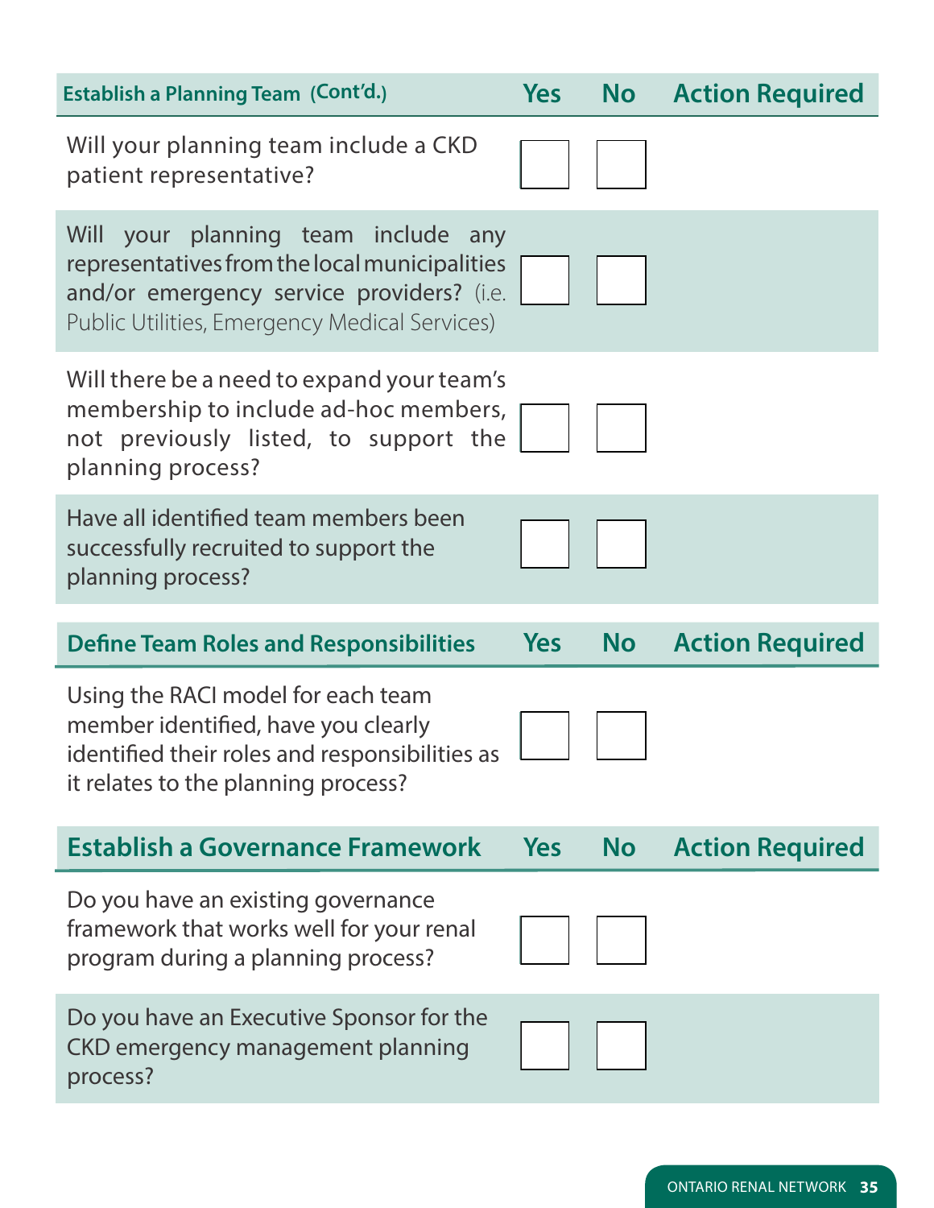| Establish a Planning Team (Cont'd.) | Yes | No | Action Required |
|---|---|---|---|
| Will your planning team include a CKD patient representative? | ☐ | ☐ | |
| Will your planning team include any representatives from the local municipalities and/or emergency service providers? (i.e. Public Utilities, Emergency Medical Services) | ☐ | ☐ | |
| Will there be a need to expand your team's membership to include ad-hoc members, not previously listed, to support the planning process? | ☐ | ☐ | |
| Have all identified team members been successfully recruited to support the planning process? | ☐ | ☐ | |

| Define Team Roles and Responsibilities | Yes | No | Action Required |
|---|---|---|---|
| Using the RACI model for each team member identified, have you clearly identified their roles and responsibilities as it relates to the planning process? | ☐ | ☐ | |

| Establish a Governance Framework | Yes | No | Action Required |
|---|---|---|---|
| Do you have an existing governance framework that works well for your renal program during a planning process? | ☐ | ☐ | |
| Do you have an Executive Sponsor for the CKD emergency management planning process? | ☐ | ☐ | |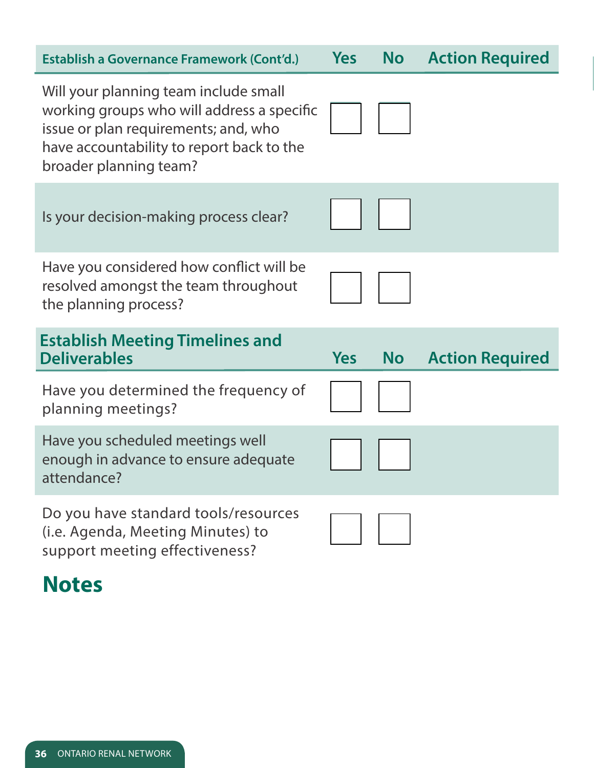| Establish a Governance Framework (Cont'd.) | Yes | No | Action Required |
|---|---|---|---|
| Will your planning team include small working groups who will address a specific issue or plan requirements; and, who have accountability to report back to the broader planning team? | ☐ | ☐ | |
| Is your decision-making process clear? | ☐ | ☐ | |
| Have you considered how conflict will be resolved amongst the team throughout the planning process? | ☐ | ☐ | |

| Establish Meeting Timelines and Deliverables | Yes | No | Action Required |
|---|---|---|---|
| Have you determined the frequency of planning meetings? | ☐ | ☐ | |
| Have you scheduled meetings well enough in advance to ensure adequate attendance? | ☐ | ☐ | |
| Do you have standard tools/resources (i.e. Agenda, Meeting Minutes) to support meeting effectiveness? | ☐ | ☐ | |

## Notes